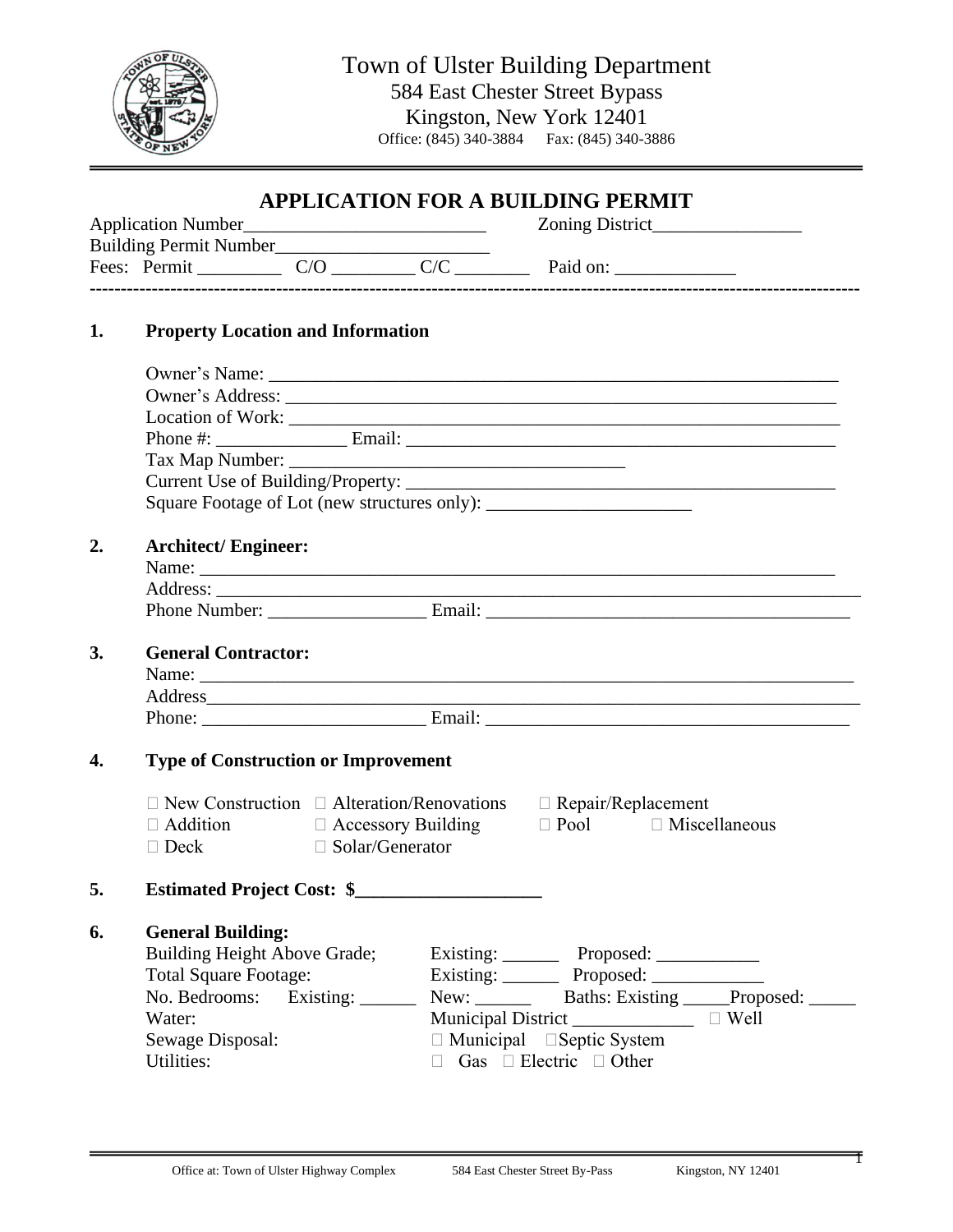# Town of Ulster Building Department

584 East Chester Street Bypass
Kingston, New York 12401
Office: (845) 340-3884 Fax: (845) 340-3886

## APPLICATION FOR A BUILDING PERMIT

Application Number__________________________ Zoning District________________
Building Permit Number_______________________
Fees: Permit _________ C/O _________ C/C ________ Paid on: _____________

---

**1. Property Location and Information**

Owner's Name: ______________________________________________________________
Owner's Address: ____________________________________________________________
Location of Work: ____________________________________________________________
Phone #: ______________ Email: ______________________________________________
Tax Map Number: ____________________________________
Current Use of Building/Property: _______________________________________________
Square Footage of Lot (new structures only): ______________________

**2. Architect/ Engineer:**

Name: ______________________________________________________________________
Address: ____________________________________________________________________
Phone Number: _________________ Email: _______________________________________

**3. General Contractor:**

Name: ______________________________________________________________________
Address_____________________________________________________________________
Phone: ________________________ Email: _______________________________________

**4. Type of Construction or Improvement**

☐ New Construction ☐ Alteration/Renovations ☐ Repair/Replacement
☐ Addition ☐ Accessory Building ☐ Pool ☐ Miscellaneous
☐ Deck ☐ Solar/Generator

**5. Estimated Project Cost: $____________________**

**6. General Building:**

Building Height Above Grade; Existing: ______ Proposed: ___________
Total Square Footage: Existing: ______ Proposed: ____________
No. Bedrooms: Existing: ______ New: ______ Baths: Existing _____Proposed: _____
Water: Municipal District _____________ ☐ Well
Sewage Disposal: ☐ Municipal ☐Septic System
Utilities: ☐ Gas ☐ Electric ☐ Other

Office at: Town of Ulster Highway Complex 584 East Chester Street By-Pass Kingston, NY 12401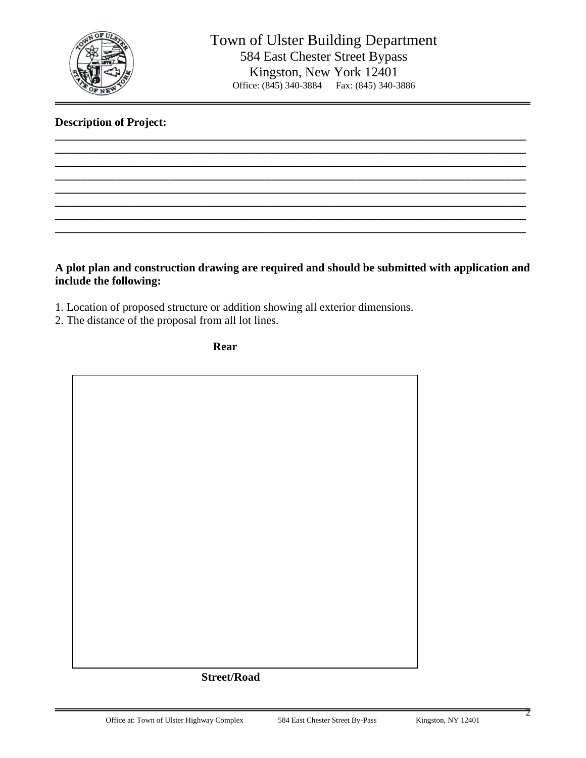# Town of Ulster Building Department

584 East Chester Street Bypass
Kingston, New York 12401
Office: (845) 340-3884 Fax: (845) 340-3886

**Description of Project:**

\_\_\_\_\_\_\_\_\_\_\_\_\_\_\_\_\_\_\_\_\_\_\_\_\_\_\_\_\_\_\_\_\_\_\_\_\_\_\_\_\_\_\_\_\_\_\_\_\_\_\_\_\_\_\_\_\_\_\_\_\_\_\_\_\_\_\_\_\_\_\_\_\_\_\_\_\_\_

\_\_\_\_\_\_\_\_\_\_\_\_\_\_\_\_\_\_\_\_\_\_\_\_\_\_\_\_\_\_\_\_\_\_\_\_\_\_\_\_\_\_\_\_\_\_\_\_\_\_\_\_\_\_\_\_\_\_\_\_\_\_\_\_\_\_\_\_\_\_\_\_\_\_\_\_\_\_

\_\_\_\_\_\_\_\_\_\_\_\_\_\_\_\_\_\_\_\_\_\_\_\_\_\_\_\_\_\_\_\_\_\_\_\_\_\_\_\_\_\_\_\_\_\_\_\_\_\_\_\_\_\_\_\_\_\_\_\_\_\_\_\_\_\_\_\_\_\_\_\_\_\_\_\_\_\_

\_\_\_\_\_\_\_\_\_\_\_\_\_\_\_\_\_\_\_\_\_\_\_\_\_\_\_\_\_\_\_\_\_\_\_\_\_\_\_\_\_\_\_\_\_\_\_\_\_\_\_\_\_\_\_\_\_\_\_\_\_\_\_\_\_\_\_\_\_\_\_\_\_\_\_\_\_\_

\_\_\_\_\_\_\_\_\_\_\_\_\_\_\_\_\_\_\_\_\_\_\_\_\_\_\_\_\_\_\_\_\_\_\_\_\_\_\_\_\_\_\_\_\_\_\_\_\_\_\_\_\_\_\_\_\_\_\_\_\_\_\_\_\_\_\_\_\_\_\_\_\_\_\_\_\_\_

\_\_\_\_\_\_\_\_\_\_\_\_\_\_\_\_\_\_\_\_\_\_\_\_\_\_\_\_\_\_\_\_\_\_\_\_\_\_\_\_\_\_\_\_\_\_\_\_\_\_\_\_\_\_\_\_\_\_\_\_\_\_\_\_\_\_\_\_\_\_\_\_\_\_\_\_\_\_

\_\_\_\_\_\_\_\_\_\_\_\_\_\_\_\_\_\_\_\_\_\_\_\_\_\_\_\_\_\_\_\_\_\_\_\_\_\_\_\_\_\_\_\_\_\_\_\_\_\_\_\_\_\_\_\_\_\_\_\_\_\_\_\_\_\_\_\_\_\_\_\_\_\_\_\_\_\_

\_\_\_\_\_\_\_\_\_\_\_\_\_\_\_\_\_\_\_\_\_\_\_\_\_\_\_\_\_\_\_\_\_\_\_\_\_\_\_\_\_\_\_\_\_\_\_\_\_\_\_\_\_\_\_\_\_\_\_\_\_\_\_\_\_\_\_\_\_\_\_\_\_\_\_\_\_\_

**A plot plan and construction drawing are required and should be submitted with application and include the following:**

1. Location of proposed structure or addition showing all exterior dimensions.
2. The distance of the proposal from all lot lines.

**Rear**

**Street/Road**

Office at: Town of Ulster Highway Complex 584 East Chester Street By-Pass Kingston, NY 12401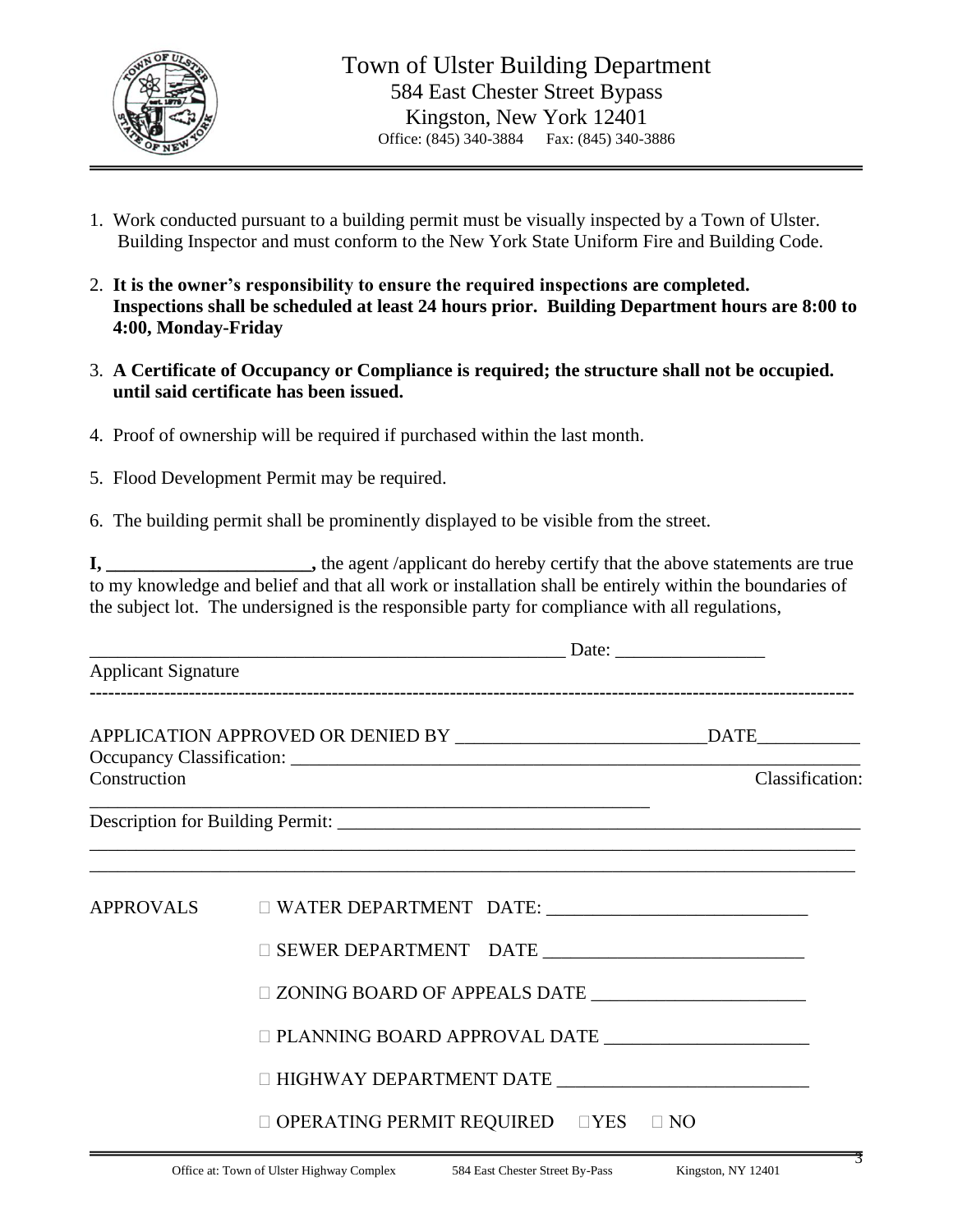# Town of Ulster Building Department

584 East Chester Street Bypass
Kingston, New York 12401
Office: (845) 340-3884 Fax: (845) 340-3886

1. Work conducted pursuant to a building permit must be visually inspected by a Town of Ulster. Building Inspector and must conform to the New York State Uniform Fire and Building Code.

2. **It is the owner's responsibility to ensure the required inspections are completed. Inspections shall be scheduled at least 24 hours prior. Building Department hours are 8:00 to 4:00, Monday-Friday**

3. **A Certificate of Occupancy or Compliance is required; the structure shall not be occupied. until said certificate has been issued.**

4. Proof of ownership will be required if purchased within the last month.

5. Flood Development Permit may be required.

6. The building permit shall be prominently displayed to be visible from the street.

**I, ______________________,** the agent /applicant do hereby certify that the above statements are true to my knowledge and belief and that all work or installation shall be entirely within the boundaries of the subject lot. The undersigned is the responsible party for compliance with all regulations,

_____________________________________________________ Date: ________________

Applicant Signature

---

APPLICATION APPROVED OR DENIED BY ___________________________DATE___________

Occupancy Classification: ______________________________________________________________

Construction Classification: ______________________________________________________________

Description for Building Permit: ___________________________________________________________

_____________________________________________________________________________________

_____________________________________________________________________________________

APPROVALS

☐ WATER DEPARTMENT DATE: ____________________________

☐ SEWER DEPARTMENT DATE ___________________________

☐ ZONING BOARD OF APPEALS DATE ______________________

☐ PLANNING BOARD APPROVAL DATE _____________________

☐ HIGHWAY DEPARTMENT DATE __________________________

☐ OPERATING PERMIT REQUIRED ☐YES ☐ NO

Office at: Town of Ulster Highway Complex 584 East Chester Street By-Pass Kingston, NY 12401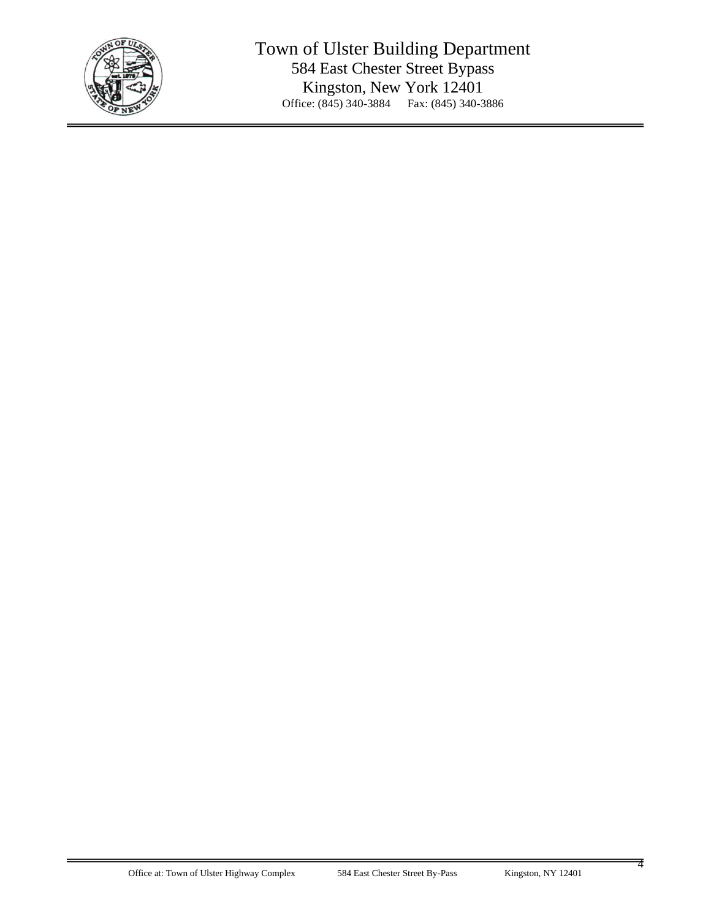# Town of Ulster Building Department

584 East Chester Street Bypass
Kingston, New York 12401
Office: (845) 340-3884     Fax: (845) 340-3886

Office at: Town of Ulster Highway Complex     584 East Chester Street By-Pass     Kingston, NY 12401